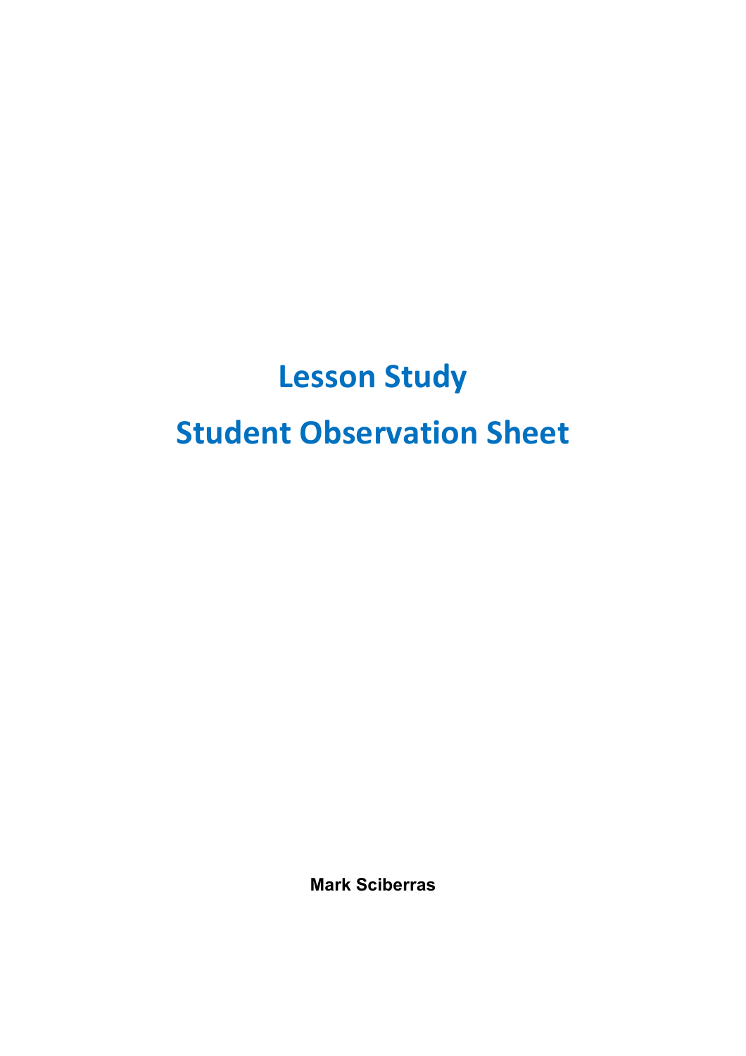# Lesson Study

# Student Observation Sheet

**Mark Sciberras**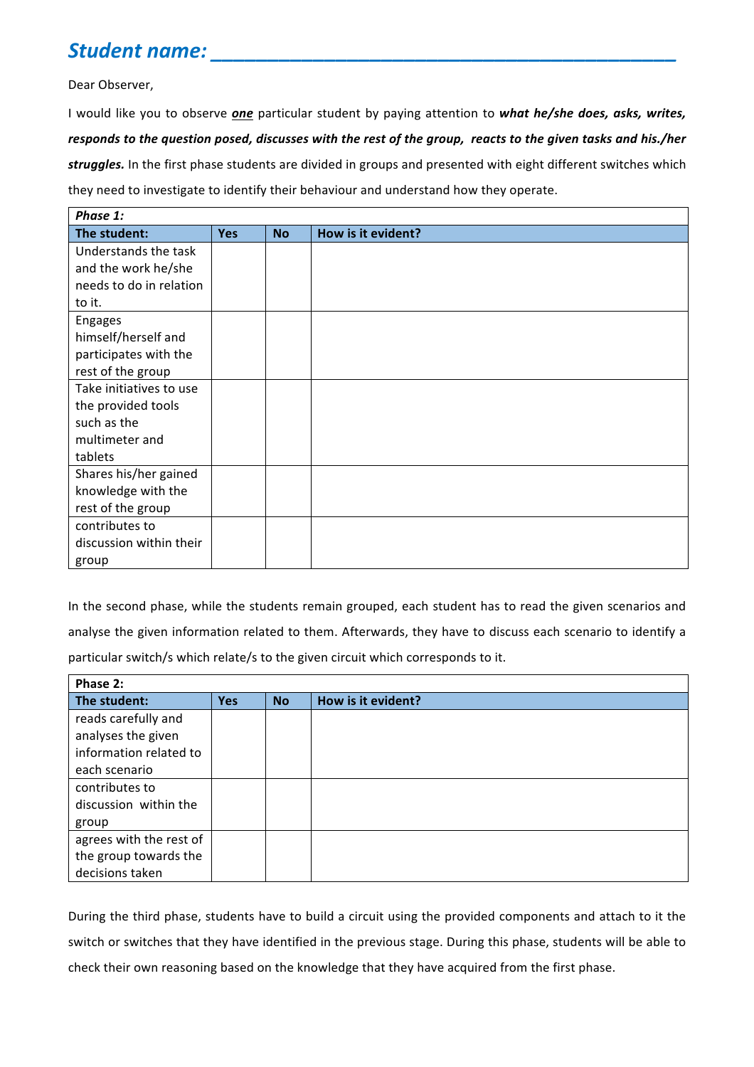## *Student name: ___________________________________________*

Dear Observer,

I would like you to observe ***one*** particular student by paying attention to ***what he/she does, asks, writes, responds to the question posed, discusses with the rest of the group, reacts to the given tasks and his./her struggles.*** In the first phase students are divided in groups and presented with eight different switches which they need to investigate to identify their behaviour and understand how they operate.

| ***Phase 1:*** | | | |
|---|---|---|---|
| **The student:** | **Yes** | **No** | **How is it evident?** |
| Understands the task and the work he/she needs to do in relation to it. | | | |
| Engages himself/herself and participates with the rest of the group | | | |
| Take initiatives to use the provided tools such as the multimeter and tablets | | | |
| Shares his/her gained knowledge with the rest of the group | | | |
| contributes to discussion within their group | | | |

In the second phase, while the students remain grouped, each student has to read the given scenarios and analyse the given information related to them. Afterwards, they have to discuss each scenario to identify a particular switch/s which relate/s to the given circuit which corresponds to it.

| **Phase 2:** | | | |
|---|---|---|---|
| **The student:** | **Yes** | **No** | **How is it evident?** |
| reads carefully and analyses the given information related to each scenario | | | |
| contributes to discussion within the group | | | |
| agrees with the rest of the group towards the decisions taken | | | |

During the third phase, students have to build a circuit using the provided components and attach to it the switch or switches that they have identified in the previous stage. During this phase, students will be able to check their own reasoning based on the knowledge that they have acquired from the first phase.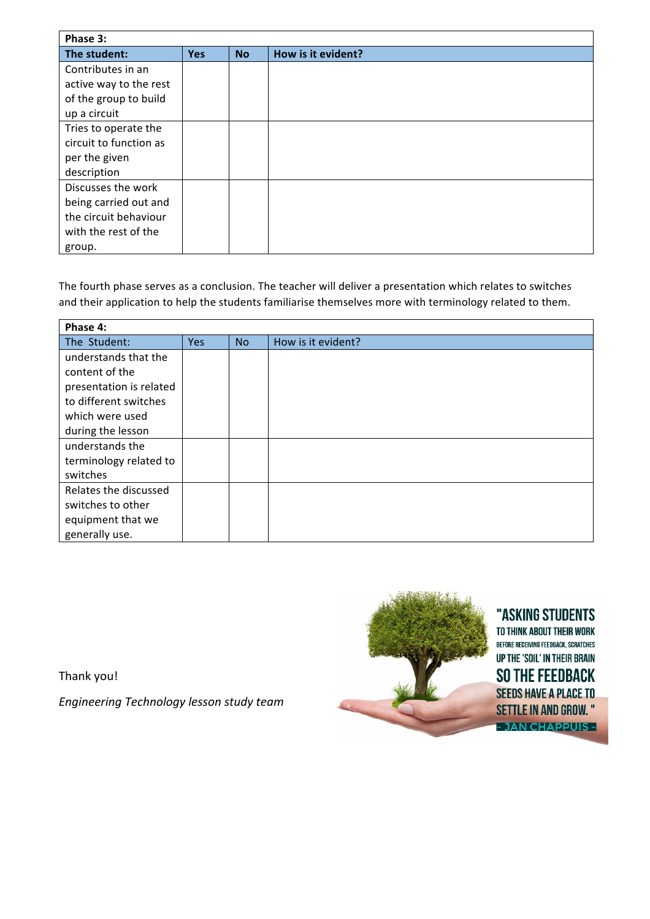| Phase 3: | | | |
|---|---|---|---|
| **The student:** | **Yes** | **No** | **How is it evident?** |
| Contributes in an active way to the rest of the group to build up a circuit | | | |
| Tries to operate the circuit to function as per the given description | | | |
| Discusses the work being carried out and the circuit behaviour with the rest of the group. | | | |

The fourth phase serves as a conclusion. The teacher will deliver a presentation which relates to switches and their application to help the students familiarise themselves more with terminology related to them.

| Phase 4: | | | |
|---|---|---|---|
| The Student: | Yes | No | How is it evident? |
| understands that the content of the presentation is related to different switches which were used during the lesson | | | |
| understands the terminology related to switches | | | |
| Relates the discussed switches to other equipment that we generally use. | | | |

Thank you!

*Engineering Technology lesson study team*

"ASKING STUDENTS TO THINK ABOUT THEIR WORK BEFORE RECEIVING FEEDBACK, SCRATCHES UP THE 'SOIL' IN THEIR BRAIN SO THE FEEDBACK SEEDS HAVE A PLACE TO SETTLE IN AND GROW."
- JAN CHAPPUIS -